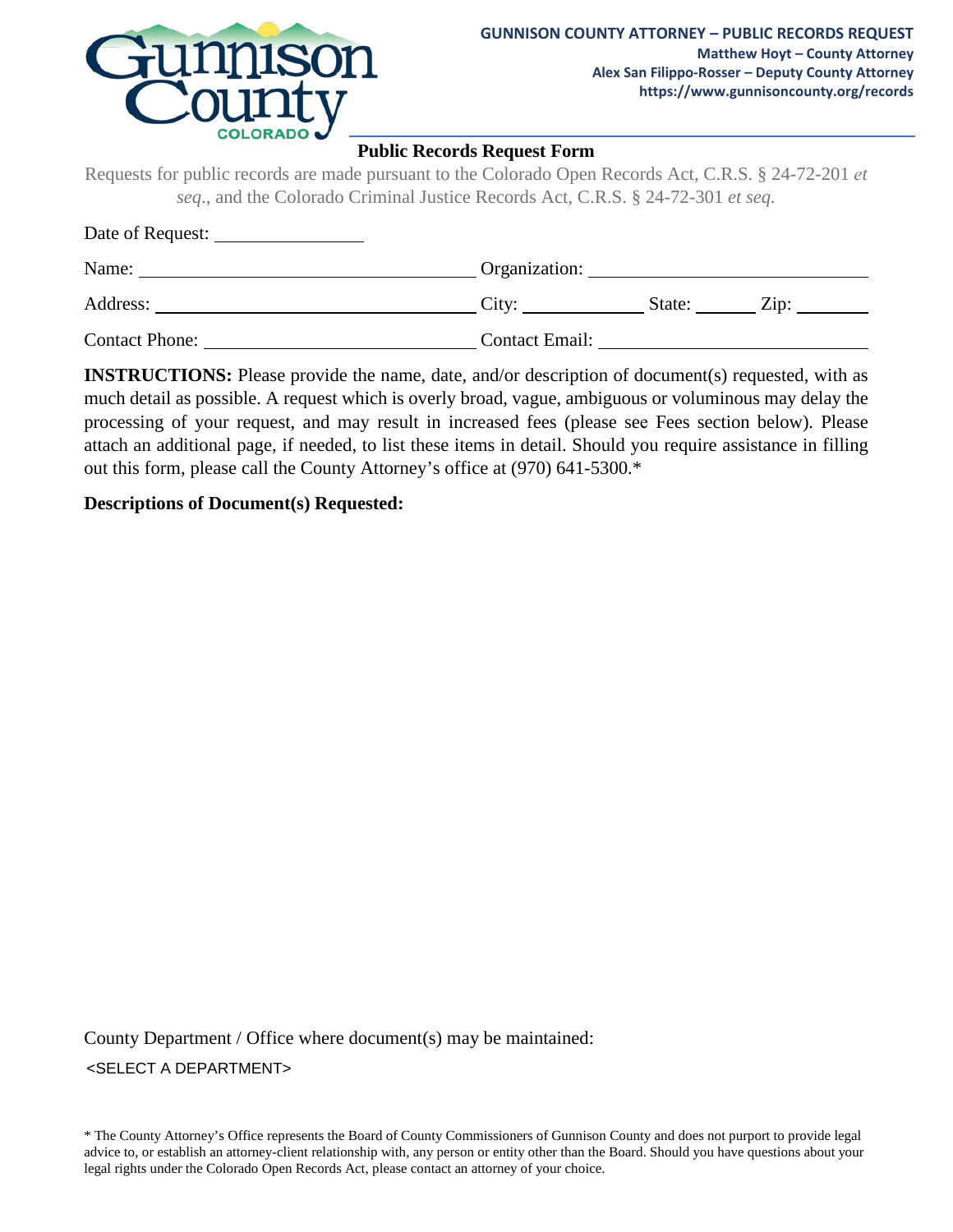**GUNNISON COUNTY ATTORNEY – PUBLIC RECORDS REQUEST**
**Matthew Hoyt – County Attorney**
**Alex San Filippo-Rosser – Deputy County Attorney**
**https://www.gunnisoncounty.org/records**

# Public Records Request Form

Requests for public records are made pursuant to the Colorado Open Records Act, C.R.S. § 24-72-201 *et seq.*, and the Colorado Criminal Justice Records Act, C.R.S. § 24-72-301 *et seq.*

Date of Request: ________________

Name: ________________________________ Organization: ____________________________

Address: ______________________________ City: ____________ State: ______ Zip: _______

Contact Phone: __________________________ Contact Email: ___________________________

**INSTRUCTIONS:** Please provide the name, date, and/or description of document(s) requested, with as much detail as possible. A request which is overly broad, vague, ambiguous or voluminous may delay the processing of your request, and may result in increased fees (please see Fees section below). Please attach an additional page, if needed, to list these items in detail. Should you require assistance in filling out this form, please call the County Attorney's office at (970) 641-5300.*

**Descriptions of Document(s) Requested:**

County Department / Office where document(s) may be maintained:

<SELECT A DEPARTMENT>

* The County Attorney's Office represents the Board of County Commissioners of Gunnison County and does not purport to provide legal advice to, or establish an attorney-client relationship with, any person or entity other than the Board. Should you have questions about your legal rights under the Colorado Open Records Act, please contact an attorney of your choice.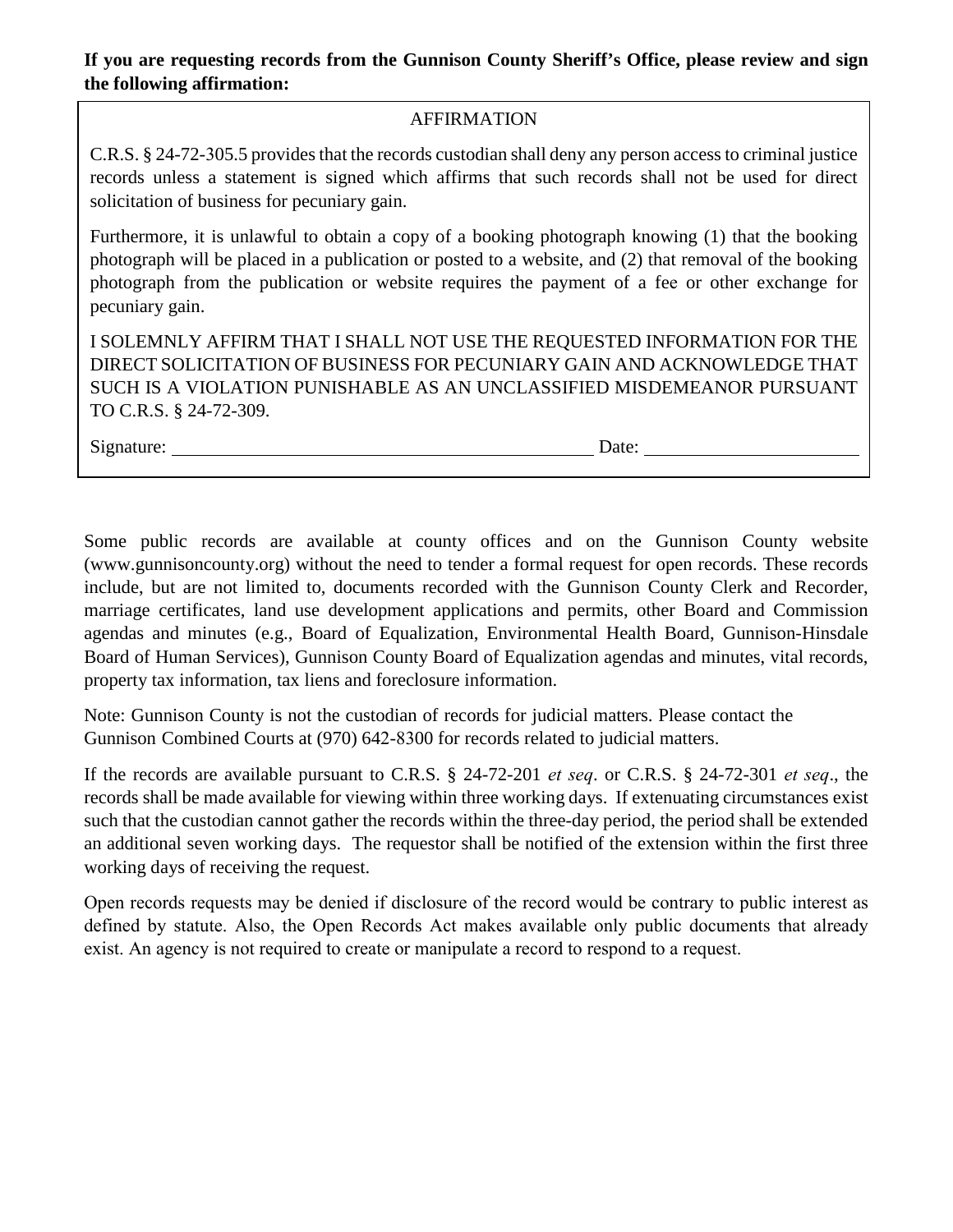**If you are requesting records from the Gunnison County Sheriff's Office, please review and sign the following affirmation:**

AFFIRMATION

C.R.S. § 24-72-305.5 provides that the records custodian shall deny any person access to criminal justice records unless a statement is signed which affirms that such records shall not be used for direct solicitation of business for pecuniary gain.

Furthermore, it is unlawful to obtain a copy of a booking photograph knowing (1) that the booking photograph will be placed in a publication or posted to a website, and (2) that removal of the booking photograph from the publication or website requires the payment of a fee or other exchange for pecuniary gain.

I SOLEMNLY AFFIRM THAT I SHALL NOT USE THE REQUESTED INFORMATION FOR THE DIRECT SOLICITATION OF BUSINESS FOR PECUNIARY GAIN AND ACKNOWLEDGE THAT SUCH IS A VIOLATION PUNISHABLE AS AN UNCLASSIFIED MISDEMEANOR PURSUANT TO C.R.S. § 24-72-309.

Signature: ______________________________ Date: ______________

Some public records are available at county offices and on the Gunnison County website (www.gunnisoncounty.org) without the need to tender a formal request for open records. These records include, but are not limited to, documents recorded with the Gunnison County Clerk and Recorder, marriage certificates, land use development applications and permits, other Board and Commission agendas and minutes (e.g., Board of Equalization, Environmental Health Board, Gunnison-Hinsdale Board of Human Services), Gunnison County Board of Equalization agendas and minutes, vital records, property tax information, tax liens and foreclosure information.

Note: Gunnison County is not the custodian of records for judicial matters. Please contact the Gunnison Combined Courts at (970) 642-8300 for records related to judicial matters.

If the records are available pursuant to C.R.S. § 24-72-201 *et seq*. or C.R.S. § 24-72-301 *et seq*., the records shall be made available for viewing within three working days. If extenuating circumstances exist such that the custodian cannot gather the records within the three-day period, the period shall be extended an additional seven working days. The requestor shall be notified of the extension within the first three working days of receiving the request.

Open records requests may be denied if disclosure of the record would be contrary to public interest as defined by statute. Also, the Open Records Act makes available only public documents that already exist. An agency is not required to create or manipulate a record to respond to a request.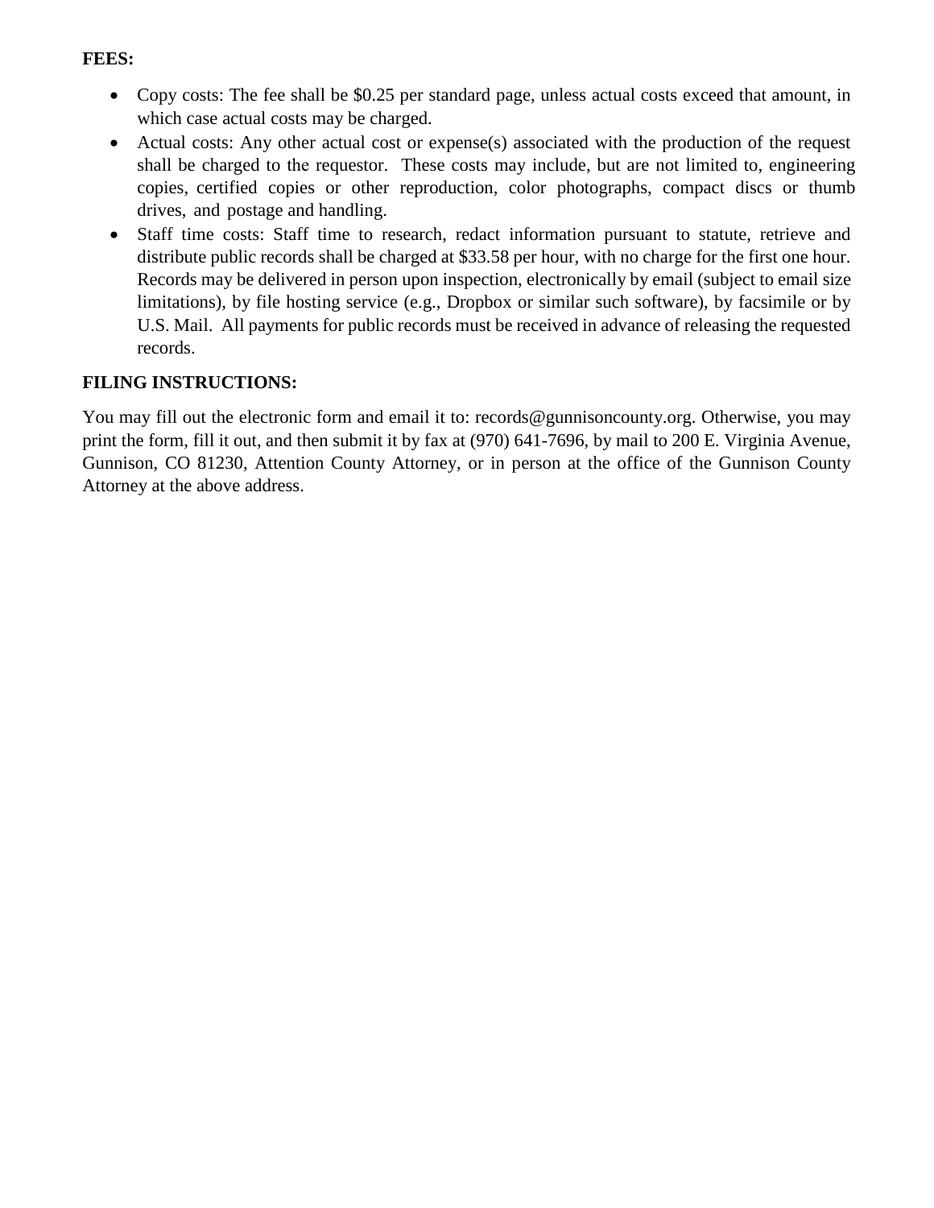**FEES:**

- Copy costs: The fee shall be $0.25 per standard page, unless actual costs exceed that amount, in which case actual costs may be charged.
- Actual costs: Any other actual cost or expense(s) associated with the production of the request shall be charged to the requestor. These costs may include, but are not limited to, engineering copies, certified copies or other reproduction, color photographs, compact discs or thumb drives, and postage and handling.
- Staff time costs: Staff time to research, redact information pursuant to statute, retrieve and distribute public records shall be charged at $33.58 per hour, with no charge for the first one hour. Records may be delivered in person upon inspection, electronically by email (subject to email size limitations), by file hosting service (e.g., Dropbox or similar such software), by facsimile or by U.S. Mail. All payments for public records must be received in advance of releasing the requested records.

**FILING INSTRUCTIONS:**

You may fill out the electronic form and email it to: records@gunnisoncounty.org. Otherwise, you may print the form, fill it out, and then submit it by fax at (970) 641-7696, by mail to 200 E. Virginia Avenue, Gunnison, CO 81230, Attention County Attorney, or in person at the office of the Gunnison County Attorney at the above address.